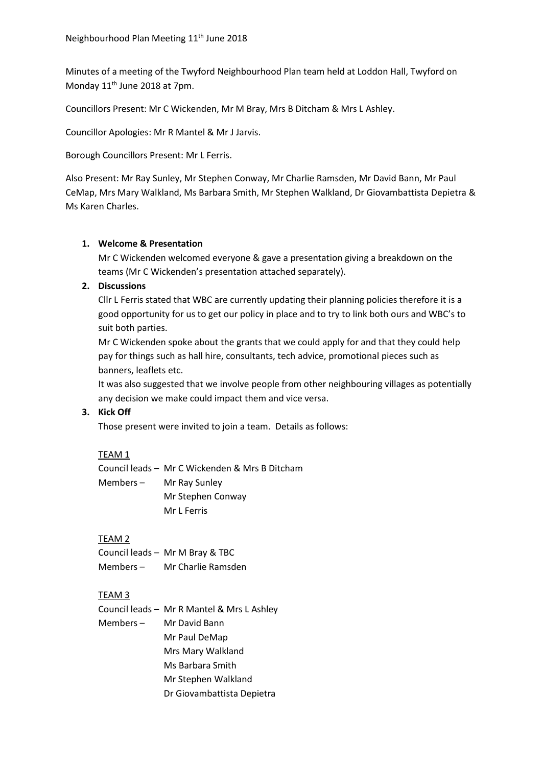Neighbourhood Plan Meeting 11th June 2018

Minutes of a meeting of the Twyford Neighbourhood Plan team held at Loddon Hall, Twyford on Monday 11th June 2018 at 7pm.

Councillors Present: Mr C Wickenden, Mr M Bray, Mrs B Ditcham & Mrs L Ashley.

Councillor Apologies: Mr R Mantel & Mr J Jarvis.

Borough Councillors Present: Mr L Ferris.

Also Present: Mr Ray Sunley, Mr Stephen Conway, Mr Charlie Ramsden, Mr David Bann, Mr Paul CeMap, Mrs Mary Walkland, Ms Barbara Smith, Mr Stephen Walkland, Dr Giovambattista Depietra & Ms Karen Charles.

1. **Welcome & Presentation**

   Mr C Wickenden welcomed everyone & gave a presentation giving a breakdown on the teams (Mr C Wickenden's presentation attached separately).

2. **Discussions**

   Cllr L Ferris stated that WBC are currently updating their planning policies therefore it is a good opportunity for us to get our policy in place and to try to link both ours and WBC's to suit both parties.

   Mr C Wickenden spoke about the grants that we could apply for and that they could help pay for things such as hall hire, consultants, tech advice, promotional pieces such as banners, leaflets etc.

   It was also suggested that we involve people from other neighbouring villages as potentially any decision we make could impact them and vice versa.

3. **Kick Off**

   Those present were invited to join a team. Details as follows:

   TEAM 1

   Council leads – Mr C Wickenden & Mrs B Ditcham

   Members – Mr Ray Sunley
   Mr Stephen Conway
   Mr L Ferris

   TEAM 2

   Council leads – Mr M Bray & TBC

   Members – Mr Charlie Ramsden

   TEAM 3

   Council leads – Mr R Mantel & Mrs L Ashley

   Members – Mr David Bann
   Mr Paul DeMap
   Mrs Mary Walkland
   Ms Barbara Smith
   Mr Stephen Walkland
   Dr Giovambattista Depietra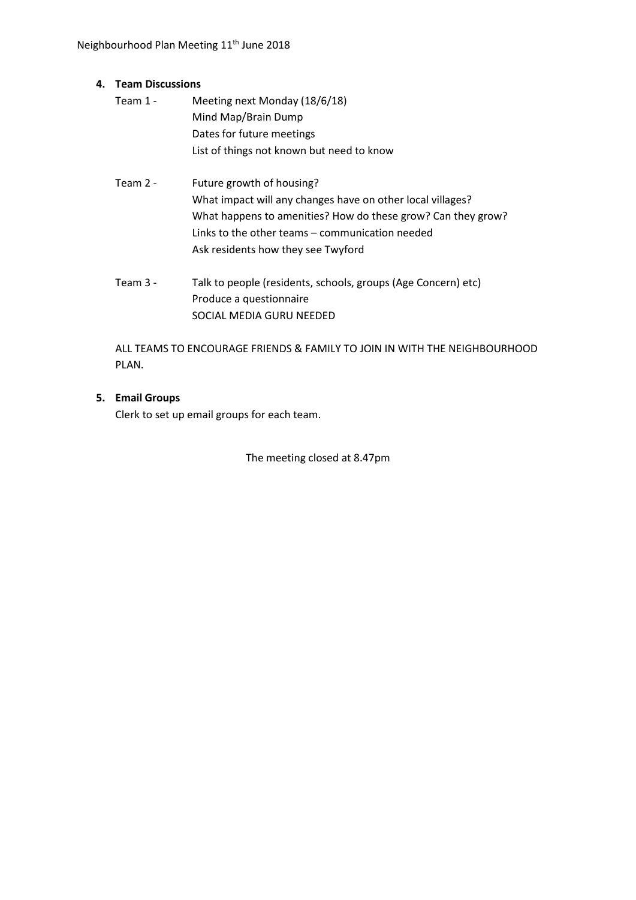4. **Team Discussions**

Team 1 - Meeting next Monday (18/6/18)
Mind Map/Brain Dump
Dates for future meetings
List of things not known but need to know

Team 2 - Future growth of housing?
What impact will any changes have on other local villages?
What happens to amenities? How do these grow? Can they grow?
Links to the other teams – communication needed
Ask residents how they see Twyford

Team 3 - Talk to people (residents, schools, groups (Age Concern) etc)
Produce a questionnaire
SOCIAL MEDIA GURU NEEDED

ALL TEAMS TO ENCOURAGE FRIENDS & FAMILY TO JOIN IN WITH THE NEIGHBOURHOOD PLAN.

5. **Email Groups**

Clerk to set up email groups for each team.

The meeting closed at 8.47pm